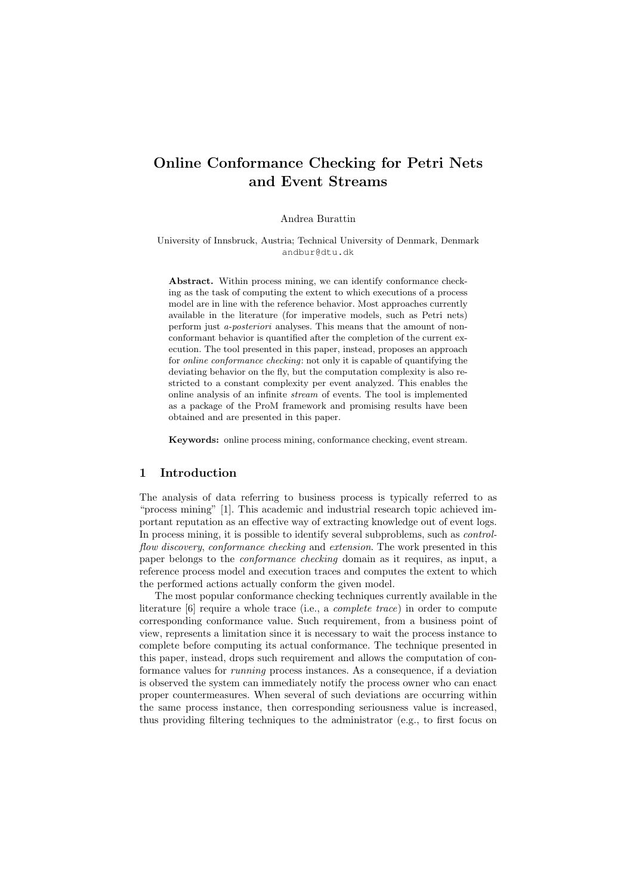# Online Conformance Checking for Petri Nets and Event Streams

Andrea Burattin

University of Innsbruck, Austria; Technical University of Denmark, Denmark
andbur@dtu.dk

**Abstract.** Within process mining, we can identify conformance checking as the task of computing the extent to which executions of a process model are in line with the reference behavior. Most approaches currently available in the literature (for imperative models, such as Petri nets) perform just *a-posteriori* analyses. This means that the amount of nonconformant behavior is quantified after the completion of the current execution. The tool presented in this paper, instead, proposes an approach for *online conformance checking*: not only it is capable of quantifying the deviating behavior on the fly, but the computation complexity is also restricted to a constant complexity per event analyzed. This enables the online analysis of an infinite *stream* of events. The tool is implemented as a package of the ProM framework and promising results have been obtained and are presented in this paper.

**Keywords:** online process mining, conformance checking, event stream.

## 1 Introduction

The analysis of data referring to business process is typically referred to as "process mining" [1]. This academic and industrial research topic achieved important reputation as an effective way of extracting knowledge out of event logs. In process mining, it is possible to identify several subproblems, such as *control-flow discovery*, *conformance checking* and *extension*. The work presented in this paper belongs to the *conformance checking* domain as it requires, as input, a reference process model and execution traces and computes the extent to which the performed actions actually conform the given model.

The most popular conformance checking techniques currently available in the literature [6] require a whole trace (i.e., a *complete trace*) in order to compute corresponding conformance value. Such requirement, from a business point of view, represents a limitation since it is necessary to wait the process instance to complete before computing its actual conformance. The technique presented in this paper, instead, drops such requirement and allows the computation of conformance values for *running* process instances. As a consequence, if a deviation is observed the system can immediately notify the process owner who can enact proper countermeasures. When several of such deviations are occurring within the same process instance, then corresponding seriousness value is increased, thus providing filtering techniques to the administrator (e.g., to first focus on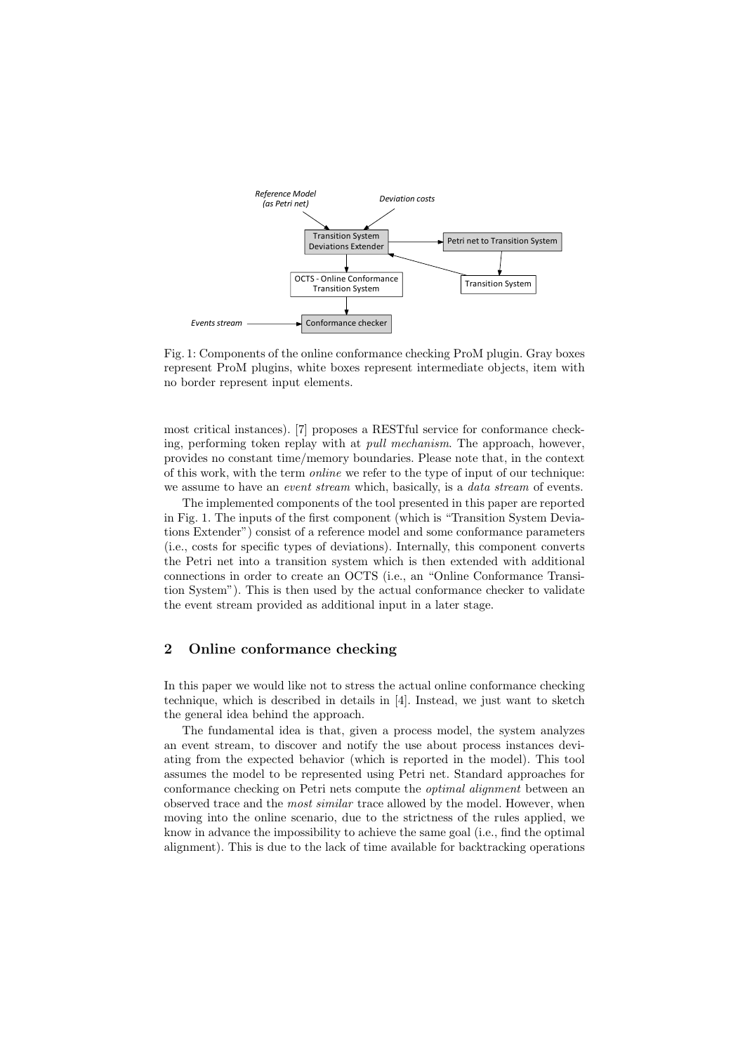Fig. 1: Components of the online conformance checking ProM plugin. Gray boxes represent ProM plugins, white boxes represent intermediate objects, item with no border represent input elements.

most critical instances). [7] proposes a RESTful service for conformance checking, performing token replay with at *pull mechanism*. The approach, however, provides no constant time/memory boundaries. Please note that, in the context of this work, with the term *online* we refer to the type of input of our technique: we assume to have an *event stream* which, basically, is a *data stream* of events.

The implemented components of the tool presented in this paper are reported in Fig. 1. The inputs of the first component (which is "Transition System Deviations Extender") consist of a reference model and some conformance parameters (i.e., costs for specific types of deviations). Internally, this component converts the Petri net into a transition system which is then extended with additional connections in order to create an OCTS (i.e., an "Online Conformance Transition System"). This is then used by the actual conformance checker to validate the event stream provided as additional input in a later stage.

## 2 Online conformance checking

In this paper we would like not to stress the actual online conformance checking technique, which is described in details in [4]. Instead, we just want to sketch the general idea behind the approach.

The fundamental idea is that, given a process model, the system analyzes an event stream, to discover and notify the use about process instances deviating from the expected behavior (which is reported in the model). This tool assumes the model to be represented using Petri net. Standard approaches for conformance checking on Petri nets compute the *optimal alignment* between an observed trace and the *most similar* trace allowed by the model. However, when moving into the online scenario, due to the strictness of the rules applied, we know in advance the impossibility to achieve the same goal (i.e., find the optimal alignment). This is due to the lack of time available for backtracking operations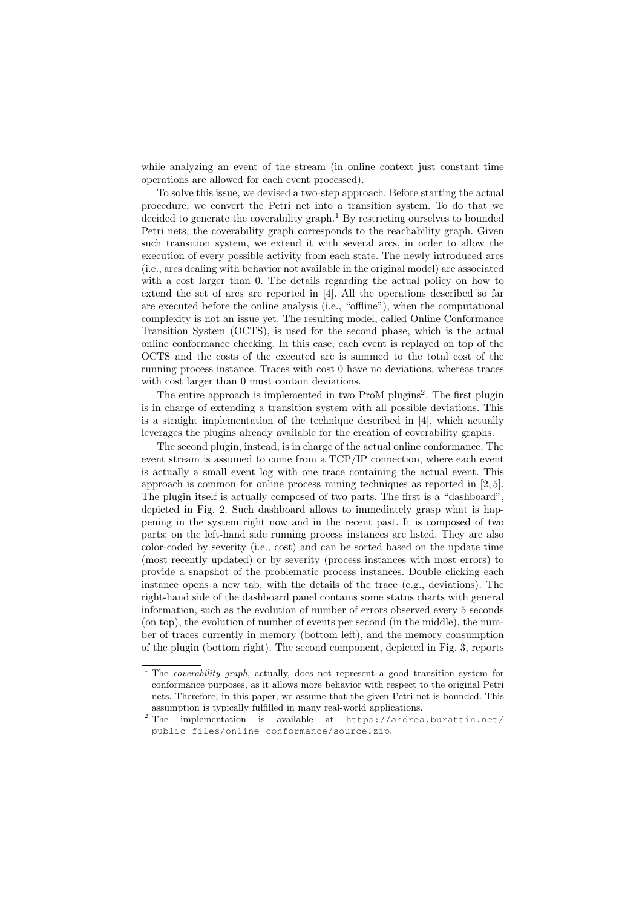while analyzing an event of the stream (in online context just constant time operations are allowed for each event processed).

To solve this issue, we devised a two-step approach. Before starting the actual procedure, we convert the Petri net into a transition system. To do that we decided to generate the coverability graph.[1] By restricting ourselves to bounded Petri nets, the coverability graph corresponds to the reachability graph. Given such transition system, we extend it with several arcs, in order to allow the execution of every possible activity from each state. The newly introduced arcs (i.e., arcs dealing with behavior not available in the original model) are associated with a cost larger than 0. The details regarding the actual policy on how to extend the set of arcs are reported in [4]. All the operations described so far are executed before the online analysis (i.e., "offline"), when the computational complexity is not an issue yet. The resulting model, called Online Conformance Transition System (OCTS), is used for the second phase, which is the actual online conformance checking. In this case, each event is replayed on top of the OCTS and the costs of the executed arc is summed to the total cost of the running process instance. Traces with cost 0 have no deviations, whereas traces with cost larger than 0 must contain deviations.

The entire approach is implemented in two ProM plugins[2]. The first plugin is in charge of extending a transition system with all possible deviations. This is a straight implementation of the technique described in [4], which actually leverages the plugins already available for the creation of coverability graphs.

The second plugin, instead, is in charge of the actual online conformance. The event stream is assumed to come from a TCP/IP connection, where each event is actually a small event log with one trace containing the actual event. This approach is common for online process mining techniques as reported in [2, 5]. The plugin itself is actually composed of two parts. The first is a "dashboard", depicted in Fig. 2. Such dashboard allows to immediately grasp what is happening in the system right now and in the recent past. It is composed of two parts: on the left-hand side running process instances are listed. They are also color-coded by severity (i.e., cost) and can be sorted based on the update time (most recently updated) or by severity (process instances with most errors) to provide a snapshot of the problematic process instances. Double clicking each instance opens a new tab, with the details of the trace (e.g., deviations). The right-hand side of the dashboard panel contains some status charts with general information, such as the evolution of number of errors observed every 5 seconds (on top), the evolution of number of events per second (in the middle), the number of traces currently in memory (bottom left), and the memory consumption of the plugin (bottom right). The second component, depicted in Fig. 3, reports

---

[1] The *coverability graph*, actually, does not represent a good transition system for conformance purposes, as it allows more behavior with respect to the original Petri nets. Therefore, in this paper, we assume that the given Petri net is bounded. This assumption is typically fulfilled in many real-world applications.

[2] The implementation is available at https://andrea.burattin.net/public-files/online-conformance/source.zip.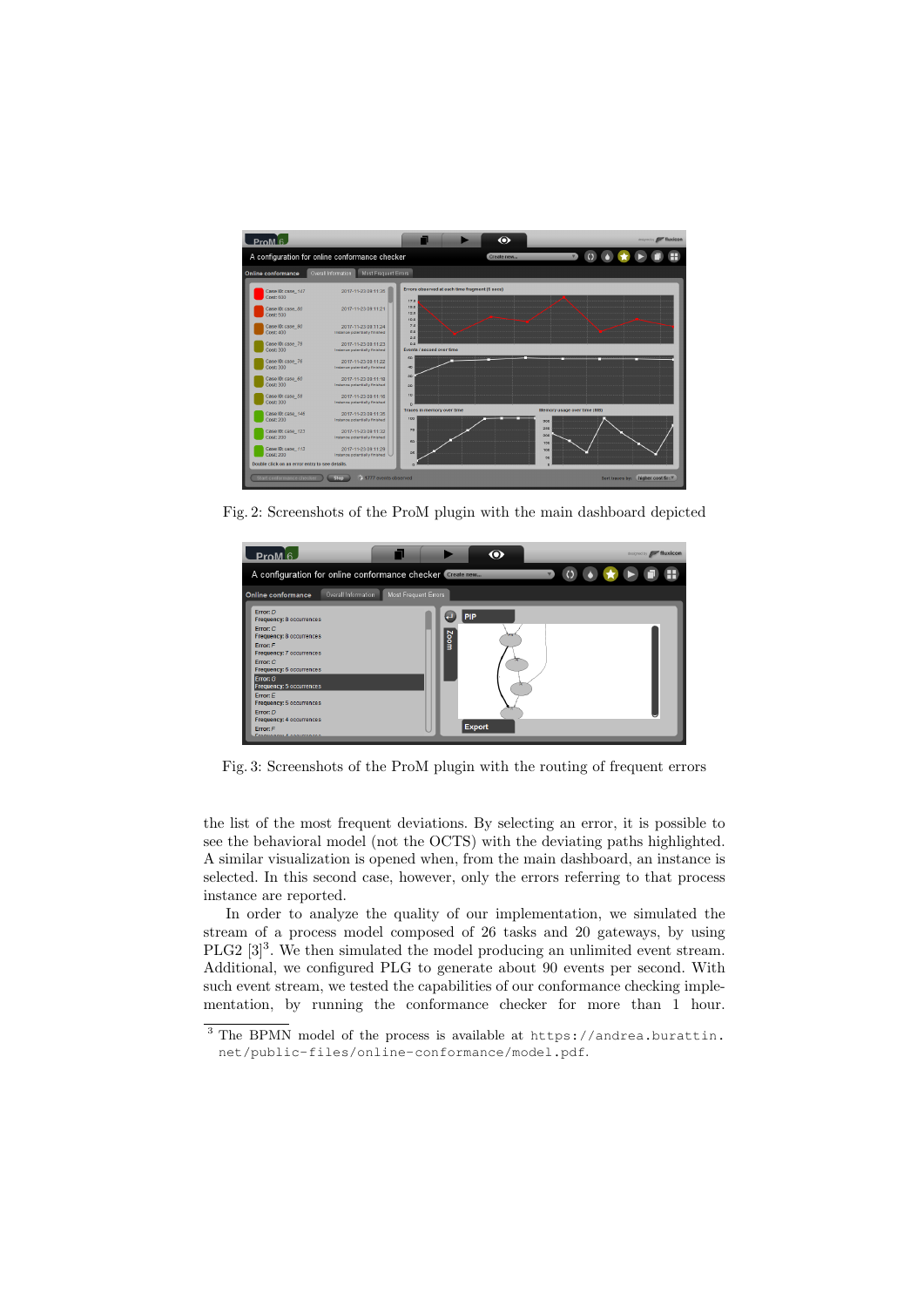Fig. 2: Screenshots of the ProM plugin with the main dashboard depicted

Fig. 3: Screenshots of the ProM plugin with the routing of frequent errors

the list of the most frequent deviations. By selecting an error, it is possible to see the behavioral model (not the OCTS) with the deviating paths highlighted. A similar visualization is opened when, from the main dashboard, an instance is selected. In this second case, however, only the errors referring to that process instance are reported.

In order to analyze the quality of our implementation, we simulated the stream of a process model composed of 26 tasks and 20 gateways, by using PLG2 [3][3]. We then simulated the model producing an unlimited event stream. Additional, we configured PLG to generate about 90 events per second. With such event stream, we tested the capabilities of our conformance checking implementation, by running the conformance checker for more than 1 hour.

[3] The BPMN model of the process is available at `https://andrea.burattin.net/public-files/online-conformance/model.pdf`.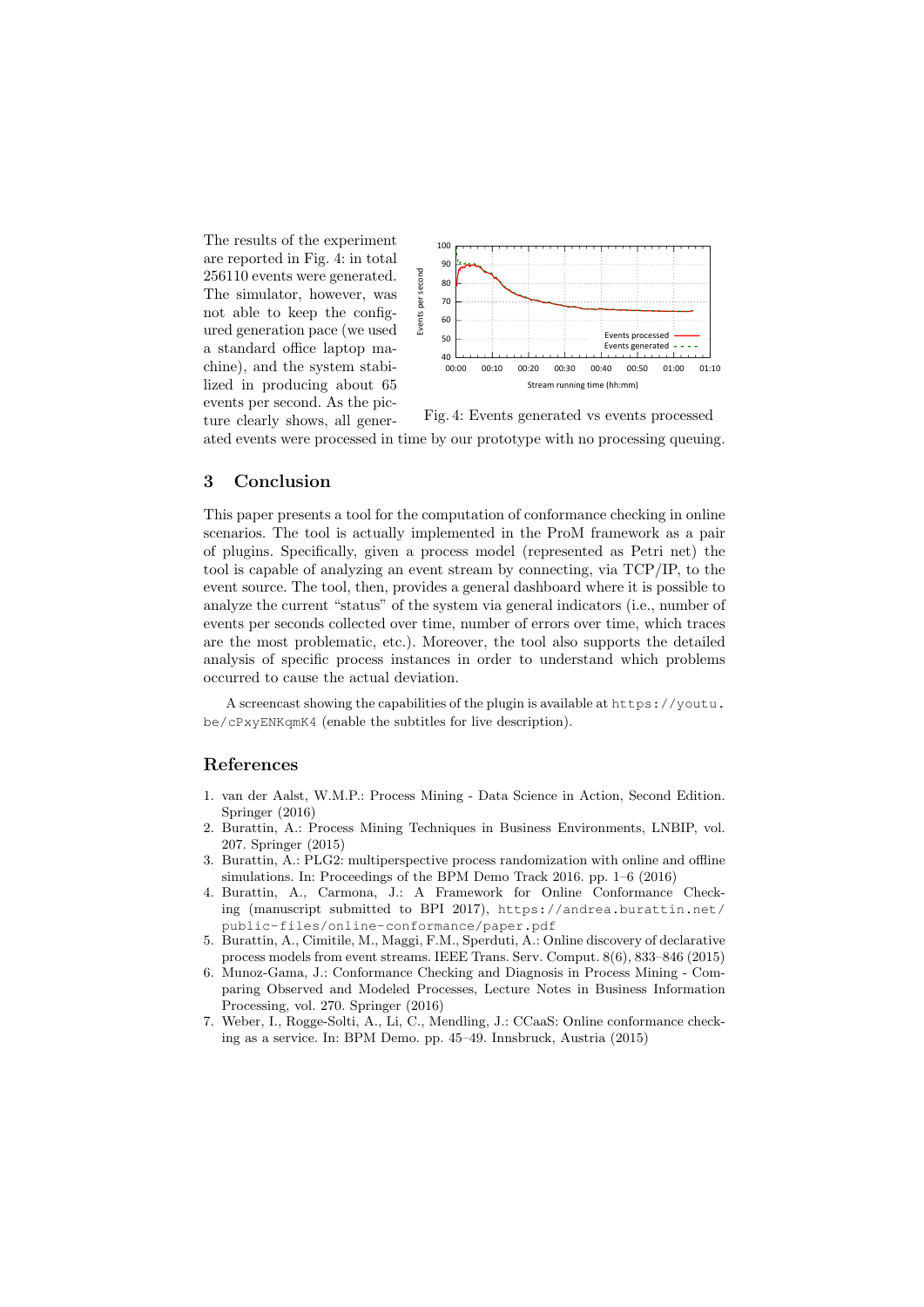The results of the experiment are reported in Fig. 4: in total 256110 events were generated. The simulator, however, was not able to keep the configured generation pace (we used a standard office laptop machine), and the system stabilized in producing about 65 events per second. As the picture clearly shows, all generated events were processed in time by our prototype with no processing queuing.

100
90
80
70
60
50
40
Events per second
00:00 00:10 00:20 00:30 00:40 00:50 01:00 01:10
Stream running time (hh:mm)
Events processed
Events generated

Fig. 4: Events generated vs events processed

## 3 Conclusion

This paper presents a tool for the computation of conformance checking in online scenarios. The tool is actually implemented in the ProM framework as a pair of plugins. Specifically, given a process model (represented as Petri net) the tool is capable of analyzing an event stream by connecting, via TCP/IP, to the event source. The tool, then, provides a general dashboard where it is possible to analyze the current "status" of the system via general indicators (i.e., number of events per seconds collected over time, number of errors over time, which traces are the most problematic, etc.). Moreover, the tool also supports the detailed analysis of specific process instances in order to understand which problems occurred to cause the actual deviation.

A screencast showing the capabilities of the plugin is available at `https://youtu.be/cPxyENKqmK4` (enable the subtitles for live description).

## References

1. van der Aalst, W.M.P.: Process Mining - Data Science in Action, Second Edition. Springer (2016)
2. Burattin, A.: Process Mining Techniques in Business Environments, LNBIP, vol. 207. Springer (2015)
3. Burattin, A.: PLG2: multiperspective process randomization with online and offline simulations. In: Proceedings of the BPM Demo Track 2016. pp. 1–6 (2016)
4. Burattin, A., Carmona, J.: A Framework for Online Conformance Checking (manuscript submitted to BPI 2017), `https://andrea.burattin.net/public-files/online-conformance/paper.pdf`
5. Burattin, A., Cimitile, M., Maggi, F.M., Sperduti, A.: Online discovery of declarative process models from event streams. IEEE Trans. Serv. Comput. 8(6), 833–846 (2015)
6. Munoz-Gama, J.: Conformance Checking and Diagnosis in Process Mining - Comparing Observed and Modeled Processes, Lecture Notes in Business Information Processing, vol. 270. Springer (2016)
7. Weber, I., Rogge-Solti, A., Li, C., Mendling, J.: CCaaS: Online conformance checking as a service. In: BPM Demo. pp. 45–49. Innsbruck, Austria (2015)